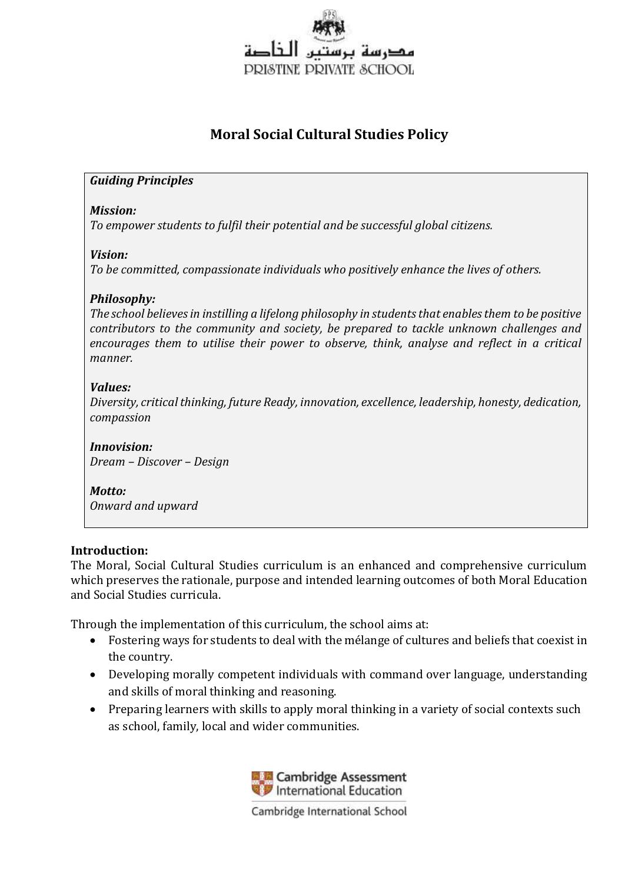مدرسة برستين الخاصة
PRISTINE PRIVATE SCHOOL

# Moral Social Cultural Studies Policy

***Guiding Principles***

***Mission:***
*To empower students to fulfil their potential and be successful global citizens.*

***Vision:***
*To be committed, compassionate individuals who positively enhance the lives of others.*

***Philosophy:***
*The school believes in instilling a lifelong philosophy in students that enables them to be positive contributors to the community and society, be prepared to tackle unknown challenges and encourages them to utilise their power to observe, think, analyse and reflect in a critical manner.*

***Values:***
*Diversity, critical thinking, future Ready, innovation, excellence, leadership, honesty, dedication, compassion*

***Innovision:***
*Dream – Discover – Design*

***Motto:***
*Onward and upward*

**Introduction:**
The Moral, Social Cultural Studies curriculum is an enhanced and comprehensive curriculum which preserves the rationale, purpose and intended learning outcomes of both Moral Education and Social Studies curricula.

Through the implementation of this curriculum, the school aims at:

- Fostering ways for students to deal with the mélange of cultures and beliefs that coexist in the country.
- Developing morally competent individuals with command over language, understanding and skills of moral thinking and reasoning.
- Preparing learners with skills to apply moral thinking in a variety of social contexts such as school, family, local and wider communities.

Cambridge Assessment International Education
Cambridge International School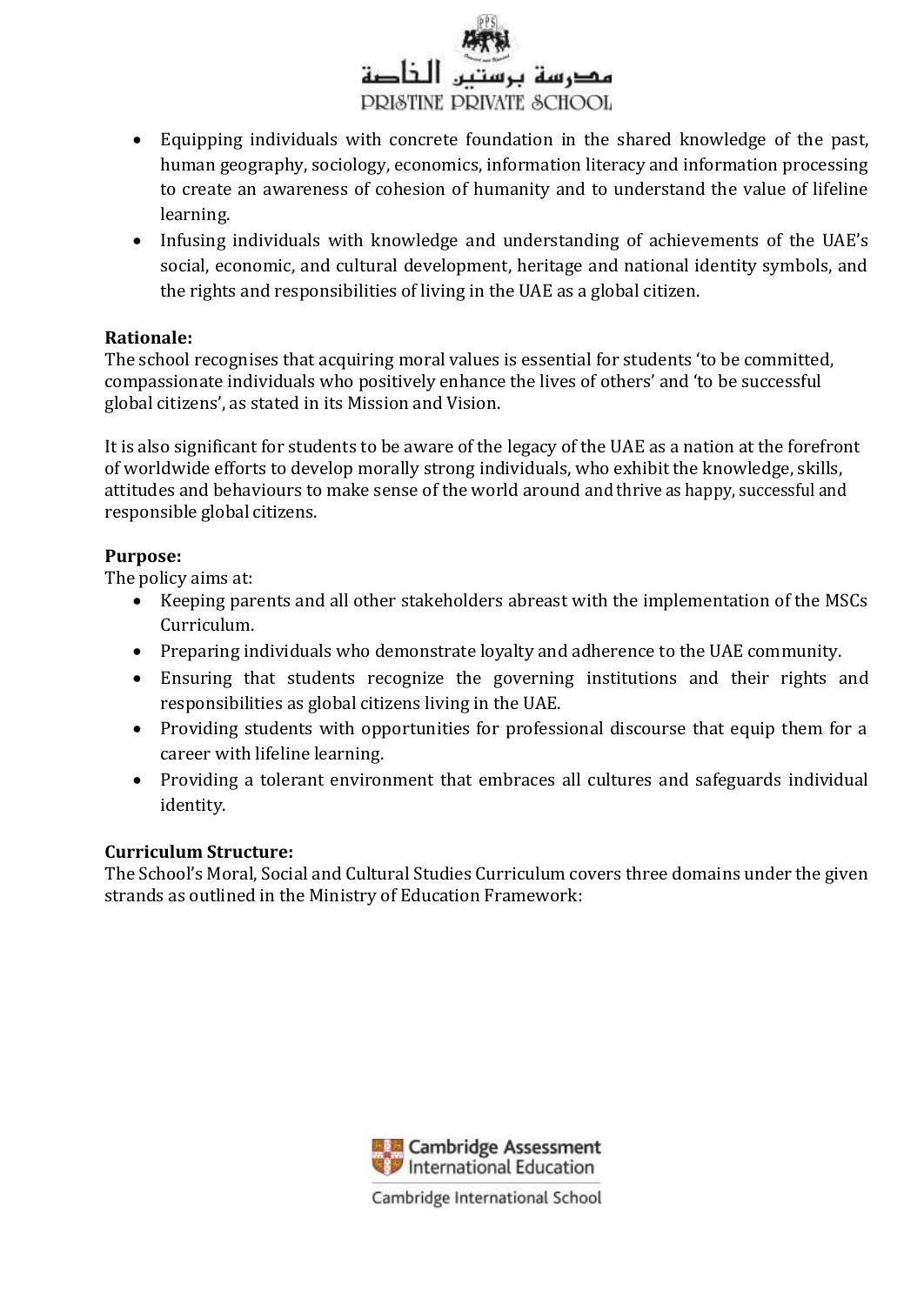- Equipping individuals with concrete foundation in the shared knowledge of the past, human geography, sociology, economics, information literacy and information processing to create an awareness of cohesion of humanity and to understand the value of lifeline learning.
- Infusing individuals with knowledge and understanding of achievements of the UAE's social, economic, and cultural development, heritage and national identity symbols, and the rights and responsibilities of living in the UAE as a global citizen.

**Rationale:**
The school recognises that acquiring moral values is essential for students 'to be committed, compassionate individuals who positively enhance the lives of others' and 'to be successful global citizens', as stated in its Mission and Vision.

It is also significant for students to be aware of the legacy of the UAE as a nation at the forefront of worldwide efforts to develop morally strong individuals, who exhibit the knowledge, skills, attitudes and behaviours to make sense of the world around and thrive as happy, successful and responsible global citizens.

**Purpose:**
The policy aims at:

- Keeping parents and all other stakeholders abreast with the implementation of the MSCs Curriculum.
- Preparing individuals who demonstrate loyalty and adherence to the UAE community.
- Ensuring that students recognize the governing institutions and their rights and responsibilities as global citizens living in the UAE.
- Providing students with opportunities for professional discourse that equip them for a career with lifeline learning.
- Providing a tolerant environment that embraces all cultures and safeguards individual identity.

**Curriculum Structure:**
The School's Moral, Social and Cultural Studies Curriculum covers three domains under the given strands as outlined in the Ministry of Education Framework: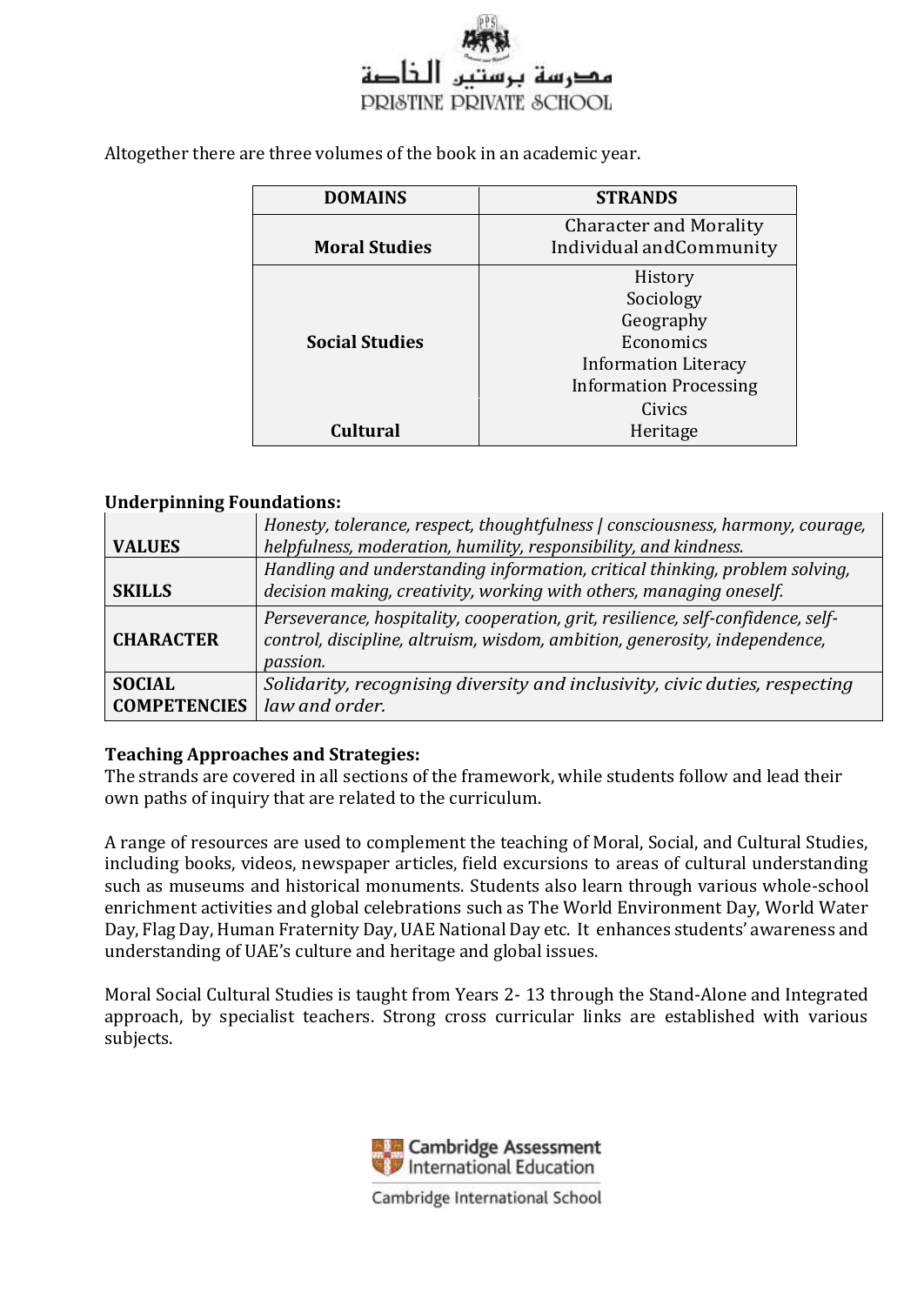Altogether there are three volumes of the book in an academic year.

| DOMAINS | STRANDS |
|---|---|
| **Moral Studies** | Character and Morality<br>Individual andCommunity |
| **Social Studies** | History<br>Sociology<br>Geography<br>Economics<br>Information Literacy<br>Information Processing |
| **Cultural** | Civics<br>Heritage |

**Underpinning Foundations:**

| | |
|---|---|
| **VALUES** | *Honesty, tolerance, respect, thoughtfulness \| consciousness, harmony, courage, helpfulness, moderation, humility, responsibility, and kindness.* |
| **SKILLS** | *Handling and understanding information, critical thinking, problem solving, decision making, creativity, working with others, managing oneself.* |
| **CHARACTER** | *Perseverance, hospitality, cooperation, grit, resilience, self-confidence, self-control, discipline, altruism, wisdom, ambition, generosity, independence, passion.* |
| **SOCIAL COMPETENCIES** | *Solidarity, recognising diversity and inclusivity, civic duties, respecting law and order.* |

**Teaching Approaches and Strategies:**

The strands are covered in all sections of the framework, while students follow and lead their own paths of inquiry that are related to the curriculum.

A range of resources are used to complement the teaching of Moral, Social, and Cultural Studies, including books, videos, newspaper articles, field excursions to areas of cultural understanding such as museums and historical monuments. Students also learn through various whole-school enrichment activities and global celebrations such as The World Environment Day, World Water Day, Flag Day, Human Fraternity Day, UAE National Day etc. It enhances students' awareness and understanding of UAE's culture and heritage and global issues.

Moral Social Cultural Studies is taught from Years 2- 13 through the Stand-Alone and Integrated approach, by specialist teachers. Strong cross curricular links are established with various subjects.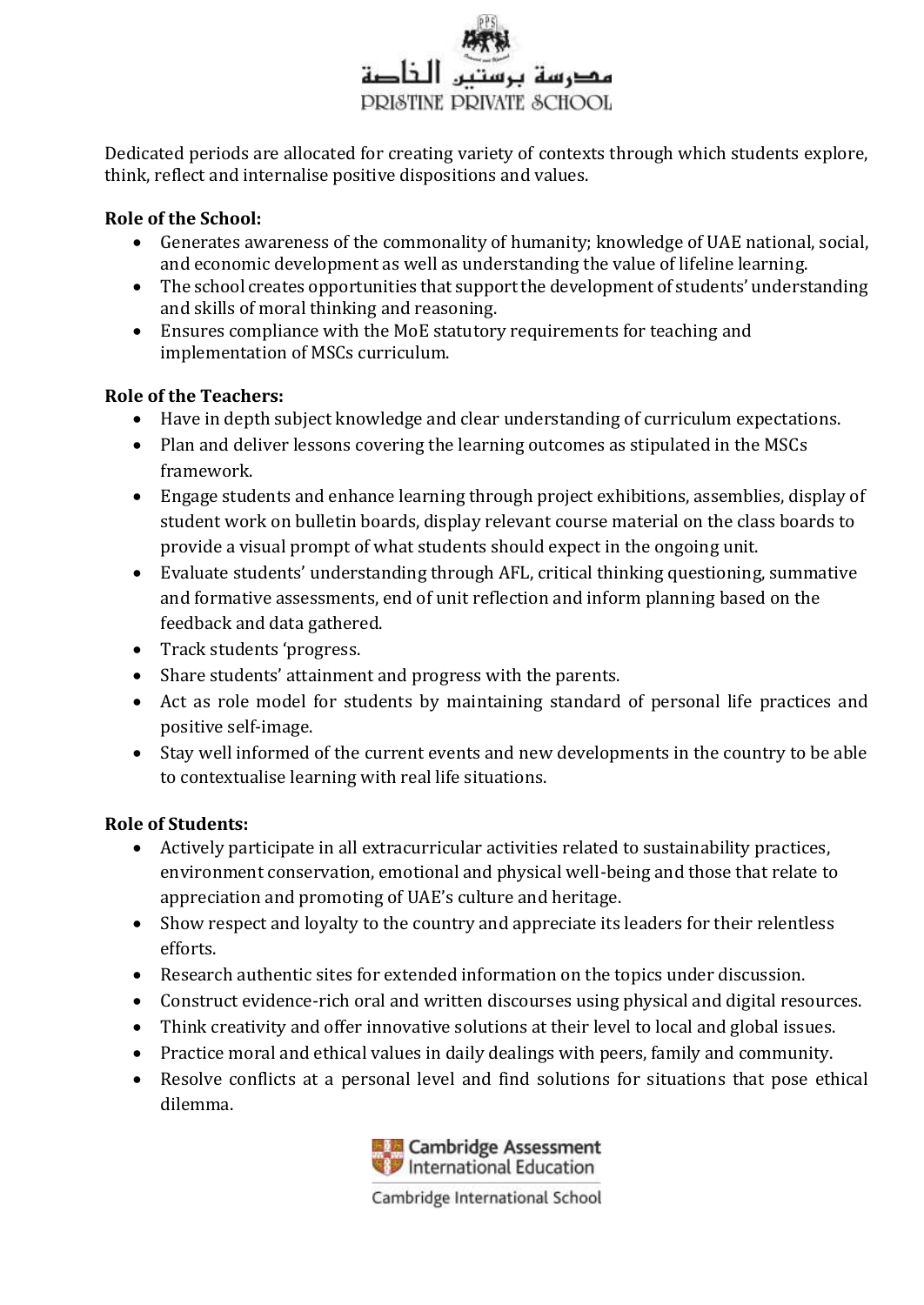Dedicated periods are allocated for creating variety of contexts through which students explore, think, reflect and internalise positive dispositions and values.

**Role of the School:**

- Generates awareness of the commonality of humanity; knowledge of UAE national, social, and economic development as well as understanding the value of lifeline learning.
- The school creates opportunities that support the development of students' understanding and skills of moral thinking and reasoning.
- Ensures compliance with the MoE statutory requirements for teaching and implementation of MSCs curriculum.

**Role of the Teachers:**

- Have in depth subject knowledge and clear understanding of curriculum expectations.
- Plan and deliver lessons covering the learning outcomes as stipulated in the MSCs framework.
- Engage students and enhance learning through project exhibitions, assemblies, display of student work on bulletin boards, display relevant course material on the class boards to provide a visual prompt of what students should expect in the ongoing unit.
- Evaluate students' understanding through AFL, critical thinking questioning, summative and formative assessments, end of unit reflection and inform planning based on the feedback and data gathered.
- Track students 'progress.
- Share students' attainment and progress with the parents.
- Act as role model for students by maintaining standard of personal life practices and positive self-image.
- Stay well informed of the current events and new developments in the country to be able to contextualise learning with real life situations.

**Role of Students:**

- Actively participate in all extracurricular activities related to sustainability practices, environment conservation, emotional and physical well-being and those that relate to appreciation and promoting of UAE's culture and heritage.
- Show respect and loyalty to the country and appreciate its leaders for their relentless efforts.
- Research authentic sites for extended information on the topics under discussion.
- Construct evidence-rich oral and written discourses using physical and digital resources.
- Think creativity and offer innovative solutions at their level to local and global issues.
- Practice moral and ethical values in daily dealings with peers, family and community.
- Resolve conflicts at a personal level and find solutions for situations that pose ethical dilemma.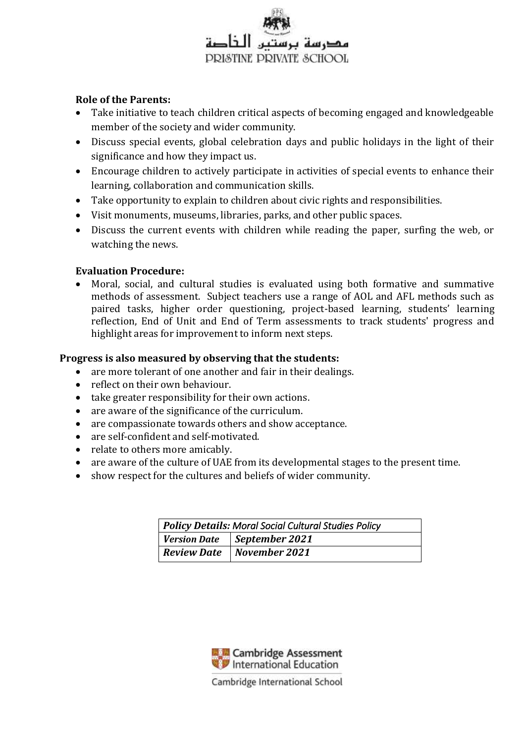**Role of the Parents:**

- Take initiative to teach children critical aspects of becoming engaged and knowledgeable member of the society and wider community.
- Discuss special events, global celebration days and public holidays in the light of their significance and how they impact us.
- Encourage children to actively participate in activities of special events to enhance their learning, collaboration and communication skills.
- Take opportunity to explain to children about civic rights and responsibilities.
- Visit monuments, museums, libraries, parks, and other public spaces.
- Discuss the current events with children while reading the paper, surfing the web, or watching the news.

**Evaluation Procedure:**

- Moral, social, and cultural studies is evaluated using both formative and summative methods of assessment. Subject teachers use a range of AOL and AFL methods such as paired tasks, higher order questioning, project-based learning, students' learning reflection, End of Unit and End of Term assessments to track students' progress and highlight areas for improvement to inform next steps.

**Progress is also measured by observing that the students:**

- are more tolerant of one another and fair in their dealings.
- reflect on their own behaviour.
- take greater responsibility for their own actions.
- are aware of the significance of the curriculum.
- are compassionate towards others and show acceptance.
- are self-confident and self-motivated.
- relate to others more amicably.
- are aware of the culture of UAE from its developmental stages to the present time.
- show respect for the cultures and beliefs of wider community.

| ***Policy Details:*** *Moral Social Cultural Studies Policy* | |
|---|---|
| ***Version Date*** | ***September 2021*** |
| ***Review Date*** | ***November 2021*** |